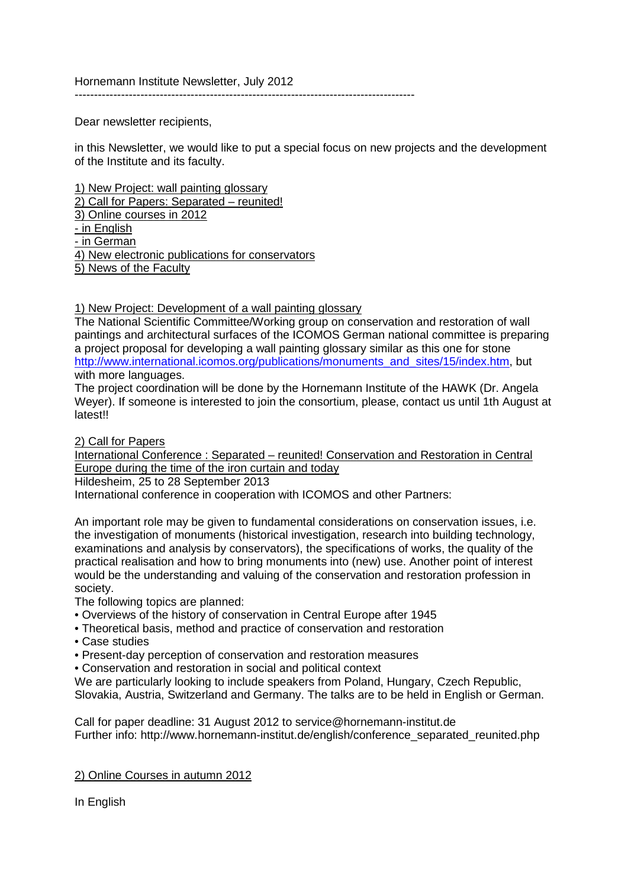Hornemann Institute Newsletter, July 2012

---

Dear newsletter recipients,

in this Newsletter, we would like to put a special focus on new projects and the development of the Institute and its faculty.

1) New Project: wall painting glossary
2) Call for Papers: Separated – reunited!
3) Online courses in 2012
- in English
- in German
4) New electronic publications for conservators
5) News of the Faculty

## 1) New Project: Development of a wall painting glossary

The National Scientific Committee/Working group on conservation and restoration of wall paintings and architectural surfaces of the ICOMOS German national committee is preparing a project proposal for developing a wall painting glossary similar as this one for stone http://www.international.icomos.org/publications/monuments_and_sites/15/index.htm, but with more languages.

The project coordination will be done by the Hornemann Institute of the HAWK (Dr. Angela Weyer). If someone is interested to join the consortium, please, contact us until 1th August at latest!!

## 2) Call for Papers

International Conference : Separated – reunited! Conservation and Restoration in Central Europe during the time of the iron curtain and today

Hildesheim, 25 to 28 September 2013

International conference in cooperation with ICOMOS and other Partners:

An important role may be given to fundamental considerations on conservation issues, i.e. the investigation of monuments (historical investigation, research into building technology, examinations and analysis by conservators), the specifications of works, the quality of the practical realisation and how to bring monuments into (new) use. Another point of interest would be the understanding and valuing of the conservation and restoration profession in society.

The following topics are planned:

- Overviews of the history of conservation in Central Europe after 1945
- Theoretical basis, method and practice of conservation and restoration
- Case studies
- Present-day perception of conservation and restoration measures
- Conservation and restoration in social and political context

We are particularly looking to include speakers from Poland, Hungary, Czech Republic, Slovakia, Austria, Switzerland and Germany. The talks are to be held in English or German.

Call for paper deadline: 31 August 2012 to service@hornemann-institut.de
Further info: http://www.hornemann-institut.de/english/conference_separated_reunited.php

## 2) Online Courses in autumn 2012

In English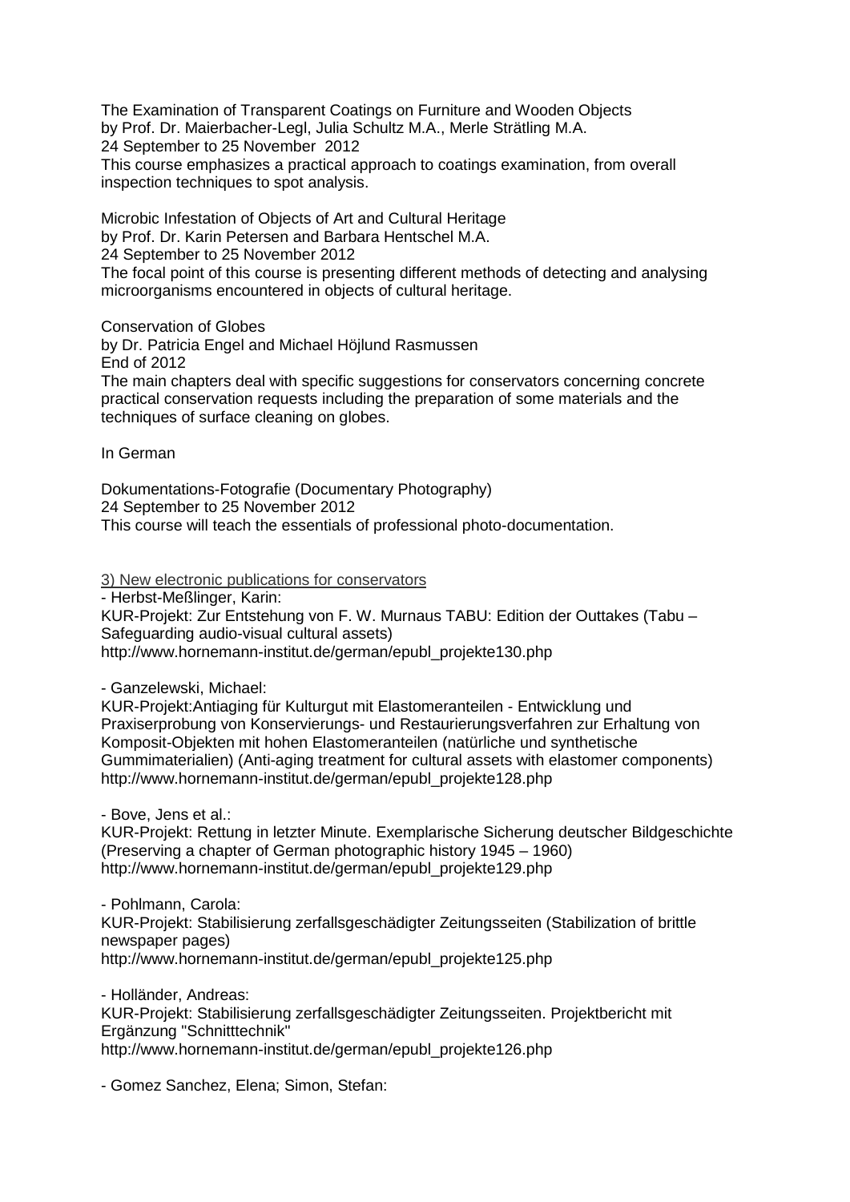The Examination of Transparent Coatings on Furniture and Wooden Objects
by Prof. Dr. Maierbacher-Legl, Julia Schultz M.A., Merle Strätling M.A.
24 September to 25 November 2012
This course emphasizes a practical approach to coatings examination, from overall inspection techniques to spot analysis.

Microbic Infestation of Objects of Art and Cultural Heritage
by Prof. Dr. Karin Petersen and Barbara Hentschel M.A.
24 September to 25 November 2012
The focal point of this course is presenting different methods of detecting and analysing microorganisms encountered in objects of cultural heritage.

Conservation of Globes
by Dr. Patricia Engel and Michael Höjlund Rasmussen
End of 2012
The main chapters deal with specific suggestions for conservators concerning concrete practical conservation requests including the preparation of some materials and the techniques of surface cleaning on globes.

In German

Dokumentations-Fotografie (Documentary Photography)
24 September to 25 November 2012
This course will teach the essentials of professional photo-documentation.

3) New electronic publications for conservators

- Herbst-Meßlinger, Karin:
KUR-Projekt: Zur Entstehung von F. W. Murnaus TABU: Edition der Outtakes (Tabu – Safeguarding audio-visual cultural assets)
http://www.hornemann-institut.de/german/epubl_projekte130.php

- Ganzelewski, Michael:
KUR-Projekt:Antiaging für Kulturgut mit Elastomeranteilen - Entwicklung und Praxiserprobung von Konservierungs- und Restaurierungsverfahren zur Erhaltung von Komposit-Objekten mit hohen Elastomeranteilen (natürliche und synthetische Gummimaterialien) (Anti-aging treatment for cultural assets with elastomer components)
http://www.hornemann-institut.de/german/epubl_projekte128.php

- Bove, Jens et al.:
KUR-Projekt: Rettung in letzter Minute. Exemplarische Sicherung deutscher Bildgeschichte (Preserving a chapter of German photographic history 1945 – 1960)
http://www.hornemann-institut.de/german/epubl_projekte129.php

- Pohlmann, Carola:
KUR-Projekt: Stabilisierung zerfallsgeschädigter Zeitungsseiten (Stabilization of brittle newspaper pages)
http://www.hornemann-institut.de/german/epubl_projekte125.php

- Holländer, Andreas:
KUR-Projekt: Stabilisierung zerfallsgeschädigter Zeitungsseiten. Projektbericht mit Ergänzung "Schnitttechnik"
http://www.hornemann-institut.de/german/epubl_projekte126.php

- Gomez Sanchez, Elena; Simon, Stefan: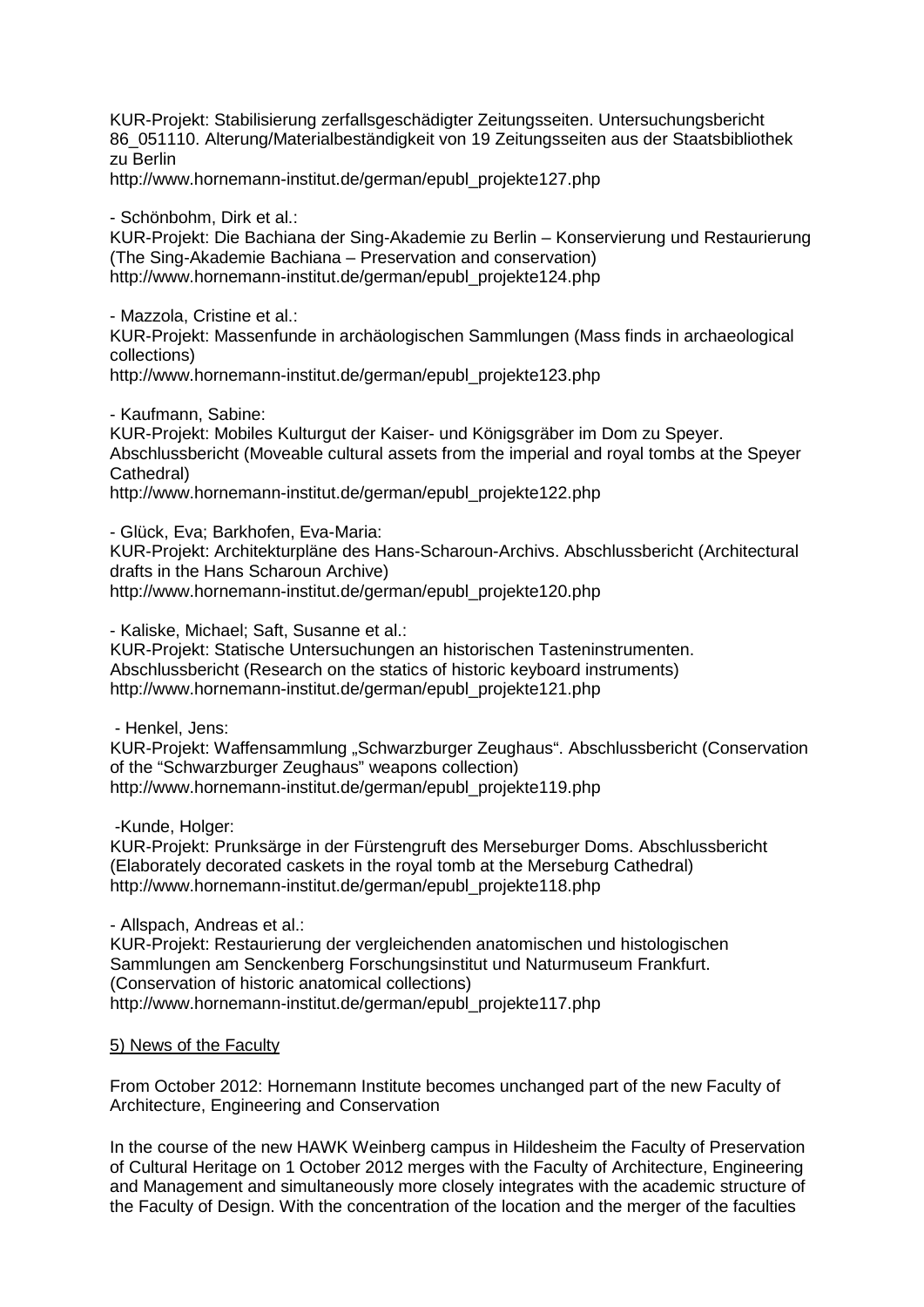KUR-Projekt: Stabilisierung zerfallsgeschädigter Zeitungsseiten. Untersuchungsbericht 86_051110. Alterung/Materialbeständigkeit von 19 Zeitungsseiten aus der Staatsbibliothek zu Berlin
http://www.hornemann-institut.de/german/epubl_projekte127.php

- Schönbohm, Dirk et al.:
KUR-Projekt: Die Bachiana der Sing-Akademie zu Berlin – Konservierung und Restaurierung (The Sing-Akademie Bachiana – Preservation and conservation)
http://www.hornemann-institut.de/german/epubl_projekte124.php

- Mazzola, Cristine et al.:
KUR-Projekt: Massenfunde in archäologischen Sammlungen (Mass finds in archaeological collections)
http://www.hornemann-institut.de/german/epubl_projekte123.php

- Kaufmann, Sabine:
KUR-Projekt: Mobiles Kulturgut der Kaiser- und Königsgräber im Dom zu Speyer. Abschlussbericht (Moveable cultural assets from the imperial and royal tombs at the Speyer Cathedral)
http://www.hornemann-institut.de/german/epubl_projekte122.php

- Glück, Eva; Barkhofen, Eva-Maria:
KUR-Projekt: Architekturpläne des Hans-Scharoun-Archivs. Abschlussbericht (Architectural drafts in the Hans Scharoun Archive)
http://www.hornemann-institut.de/german/epubl_projekte120.php

- Kaliske, Michael; Saft, Susanne et al.:
KUR-Projekt: Statische Untersuchungen an historischen Tasteninstrumenten. Abschlussbericht (Research on the statics of historic keyboard instruments)
http://www.hornemann-institut.de/german/epubl_projekte121.php

- Henkel, Jens:
KUR-Projekt: Waffensammlung „Schwarzburger Zeughaus“. Abschlussbericht (Conservation of the “Schwarzburger Zeughaus” weapons collection)
http://www.hornemann-institut.de/german/epubl_projekte119.php

-Kunde, Holger:
KUR-Projekt: Prunksärge in der Fürstengruft des Merseburger Doms. Abschlussbericht (Elaborately decorated caskets in the royal tomb at the Merseburg Cathedral)
http://www.hornemann-institut.de/german/epubl_projekte118.php

- Allspach, Andreas et al.:
KUR-Projekt: Restaurierung der vergleichenden anatomischen und histologischen Sammlungen am Senckenberg Forschungsinstitut und Naturmuseum Frankfurt. (Conservation of historic anatomical collections)
http://www.hornemann-institut.de/german/epubl_projekte117.php

5) News of the Faculty

From October 2012: Hornemann Institute becomes unchanged part of the new Faculty of Architecture, Engineering and Conservation

In the course of the new HAWK Weinberg campus in Hildesheim the Faculty of Preservation of Cultural Heritage on 1 October 2012 merges with the Faculty of Architecture, Engineering and Management and simultaneously more closely integrates with the academic structure of the Faculty of Design. With the concentration of the location and the merger of the faculties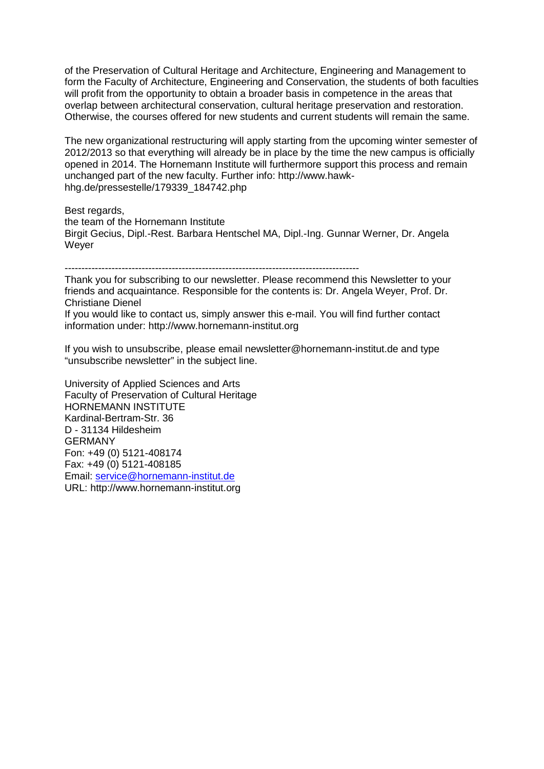of the Preservation of Cultural Heritage and Architecture, Engineering and Management to form the Faculty of Architecture, Engineering and Conservation, the students of both faculties will profit from the opportunity to obtain a broader basis in competence in the areas that overlap between architectural conservation, cultural heritage preservation and restoration. Otherwise, the courses offered for new students and current students will remain the same.

The new organizational restructuring will apply starting from the upcoming winter semester of 2012/2013 so that everything will already be in place by the time the new campus is officially opened in 2014. The Hornemann Institute will furthermore support this process and remain unchanged part of the new faculty. Further info: http://www.hawk-hhg.de/pressestelle/179339_184742.php

Best regards,
the team of the Hornemann Institute
Birgit Gecius, Dipl.-Rest. Barbara Hentschel MA, Dipl.-Ing. Gunnar Werner, Dr. Angela Weyer

---

Thank you for subscribing to our newsletter. Please recommend this Newsletter to your friends and acquaintance. Responsible for the contents is: Dr. Angela Weyer, Prof. Dr. Christiane Dienel
If you would like to contact us, simply answer this e-mail. You will find further contact information under: http://www.hornemann-institut.org

If you wish to unsubscribe, please email newsletter@hornemann-institut.de and type "unsubscribe newsletter" in the subject line.

University of Applied Sciences and Arts
Faculty of Preservation of Cultural Heritage
HORNEMANN INSTITUTE
Kardinal-Bertram-Str. 36
D - 31134 Hildesheim
GERMANY
Fon: +49 (0) 5121-408174
Fax: +49 (0) 5121-408185
Email: service@hornemann-institut.de
URL: http://www.hornemann-institut.org